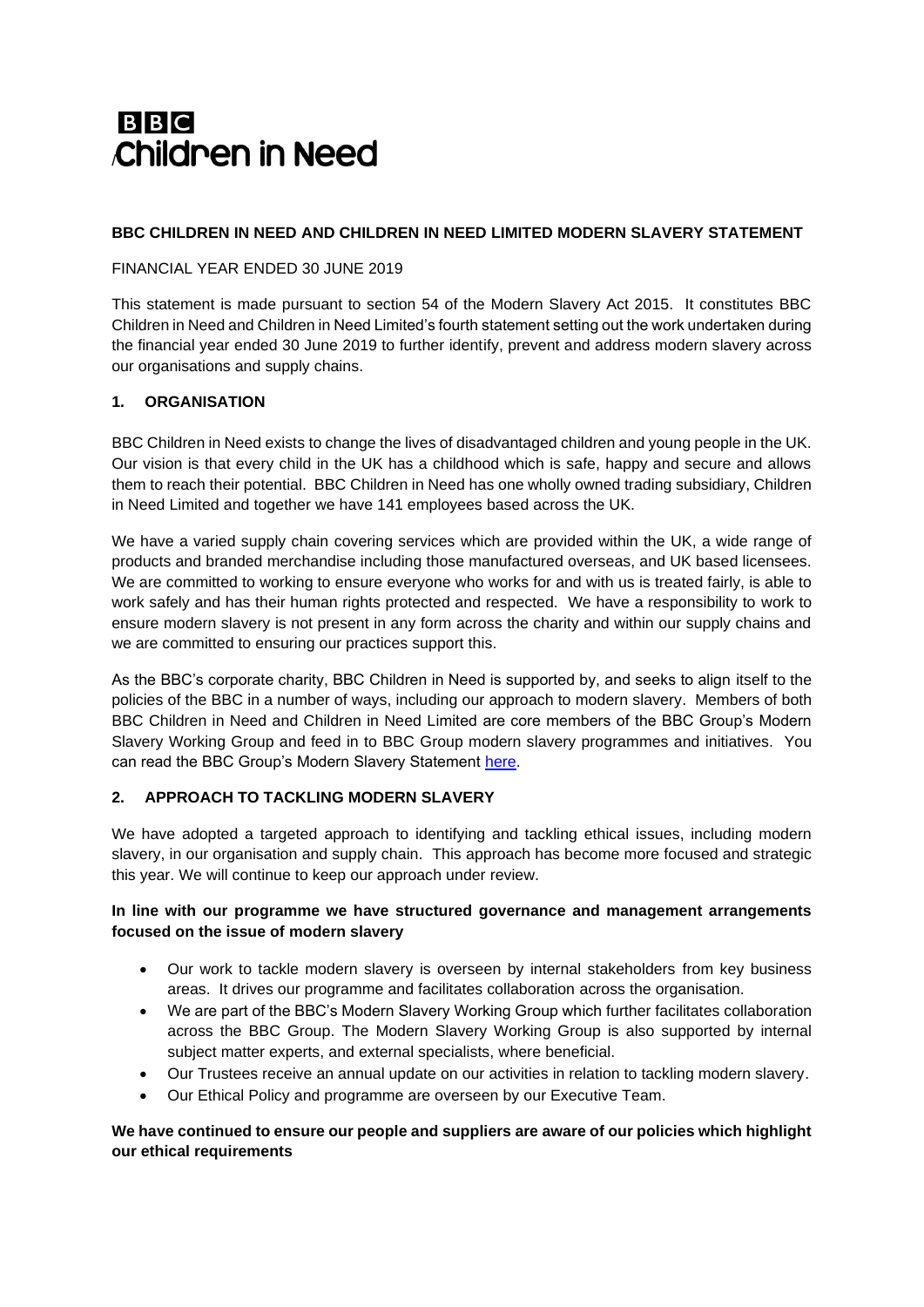**BBC Children in Need**

**BBC CHILDREN IN NEED AND CHILDREN IN NEED LIMITED MODERN SLAVERY STATEMENT**

FINANCIAL YEAR ENDED 30 JUNE 2019

This statement is made pursuant to section 54 of the Modern Slavery Act 2015. It constitutes BBC Children in Need and Children in Need Limited's fourth statement setting out the work undertaken during the financial year ended 30 June 2019 to further identify, prevent and address modern slavery across our organisations and supply chains.

## 1. ORGANISATION

BBC Children in Need exists to change the lives of disadvantaged children and young people in the UK. Our vision is that every child in the UK has a childhood which is safe, happy and secure and allows them to reach their potential. BBC Children in Need has one wholly owned trading subsidiary, Children in Need Limited and together we have 141 employees based across the UK.

We have a varied supply chain covering services which are provided within the UK, a wide range of products and branded merchandise including those manufactured overseas, and UK based licensees. We are committed to working to ensure everyone who works for and with us is treated fairly, is able to work safely and has their human rights protected and respected. We have a responsibility to work to ensure modern slavery is not present in any form across the charity and within our supply chains and we are committed to ensuring our practices support this.

As the BBC's corporate charity, BBC Children in Need is supported by, and seeks to align itself to the policies of the BBC in a number of ways, including our approach to modern slavery. Members of both BBC Children in Need and Children in Need Limited are core members of the BBC Group's Modern Slavery Working Group and feed in to BBC Group modern slavery programmes and initiatives. You can read the BBC Group's Modern Slavery Statement here.

## 2. APPROACH TO TACKLING MODERN SLAVERY

We have adopted a targeted approach to identifying and tackling ethical issues, including modern slavery, in our organisation and supply chain. This approach has become more focused and strategic this year. We will continue to keep our approach under review.

**In line with our programme we have structured governance and management arrangements focused on the issue of modern slavery**

- Our work to tackle modern slavery is overseen by internal stakeholders from key business areas. It drives our programme and facilitates collaboration across the organisation.
- We are part of the BBC's Modern Slavery Working Group which further facilitates collaboration across the BBC Group. The Modern Slavery Working Group is also supported by internal subject matter experts, and external specialists, where beneficial.
- Our Trustees receive an annual update on our activities in relation to tackling modern slavery.
- Our Ethical Policy and programme are overseen by our Executive Team.

**We have continued to ensure our people and suppliers are aware of our policies which highlight our ethical requirements**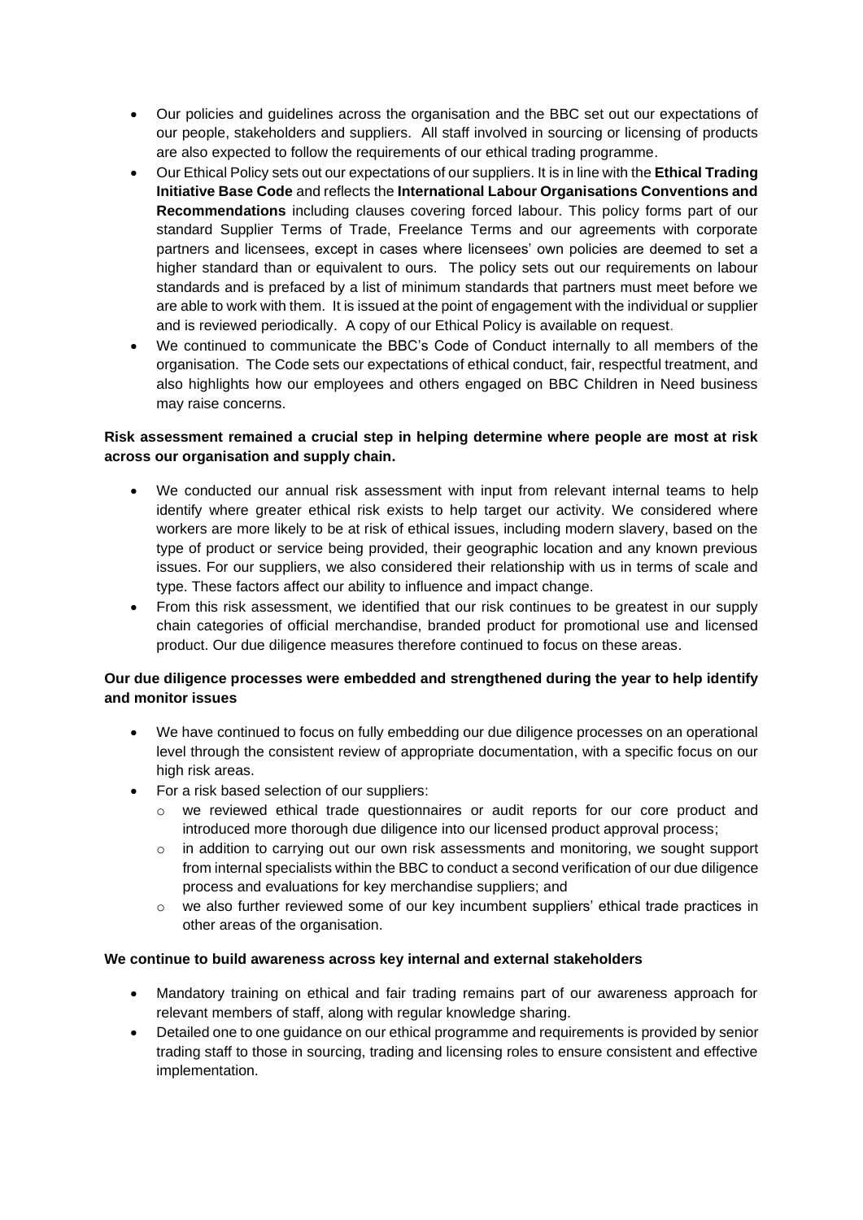- Our policies and guidelines across the organisation and the BBC set out our expectations of our people, stakeholders and suppliers. All staff involved in sourcing or licensing of products are also expected to follow the requirements of our ethical trading programme.
- Our Ethical Policy sets out our expectations of our suppliers. It is in line with the **Ethical Trading Initiative Base Code** and reflects the **International Labour Organisations Conventions and Recommendations** including clauses covering forced labour. This policy forms part of our standard Supplier Terms of Trade, Freelance Terms and our agreements with corporate partners and licensees, except in cases where licensees' own policies are deemed to set a higher standard than or equivalent to ours. The policy sets out our requirements on labour standards and is prefaced by a list of minimum standards that partners must meet before we are able to work with them. It is issued at the point of engagement with the individual or supplier and is reviewed periodically. A copy of our Ethical Policy is available on request.
- We continued to communicate the BBC's Code of Conduct internally to all members of the organisation. The Code sets our expectations of ethical conduct, fair, respectful treatment, and also highlights how our employees and others engaged on BBC Children in Need business may raise concerns.

**Risk assessment remained a crucial step in helping determine where people are most at risk across our organisation and supply chain.**

- We conducted our annual risk assessment with input from relevant internal teams to help identify where greater ethical risk exists to help target our activity. We considered where workers are more likely to be at risk of ethical issues, including modern slavery, based on the type of product or service being provided, their geographic location and any known previous issues. For our suppliers, we also considered their relationship with us in terms of scale and type. These factors affect our ability to influence and impact change.
- From this risk assessment, we identified that our risk continues to be greatest in our supply chain categories of official merchandise, branded product for promotional use and licensed product. Our due diligence measures therefore continued to focus on these areas.

**Our due diligence processes were embedded and strengthened during the year to help identify and monitor issues**

- We have continued to focus on fully embedding our due diligence processes on an operational level through the consistent review of appropriate documentation, with a specific focus on our high risk areas.
- For a risk based selection of our suppliers:
  - we reviewed ethical trade questionnaires or audit reports for our core product and introduced more thorough due diligence into our licensed product approval process;
  - in addition to carrying out our own risk assessments and monitoring, we sought support from internal specialists within the BBC to conduct a second verification of our due diligence process and evaluations for key merchandise suppliers; and
  - we also further reviewed some of our key incumbent suppliers' ethical trade practices in other areas of the organisation.

**We continue to build awareness across key internal and external stakeholders**

- Mandatory training on ethical and fair trading remains part of our awareness approach for relevant members of staff, along with regular knowledge sharing.
- Detailed one to one guidance on our ethical programme and requirements is provided by senior trading staff to those in sourcing, trading and licensing roles to ensure consistent and effective implementation.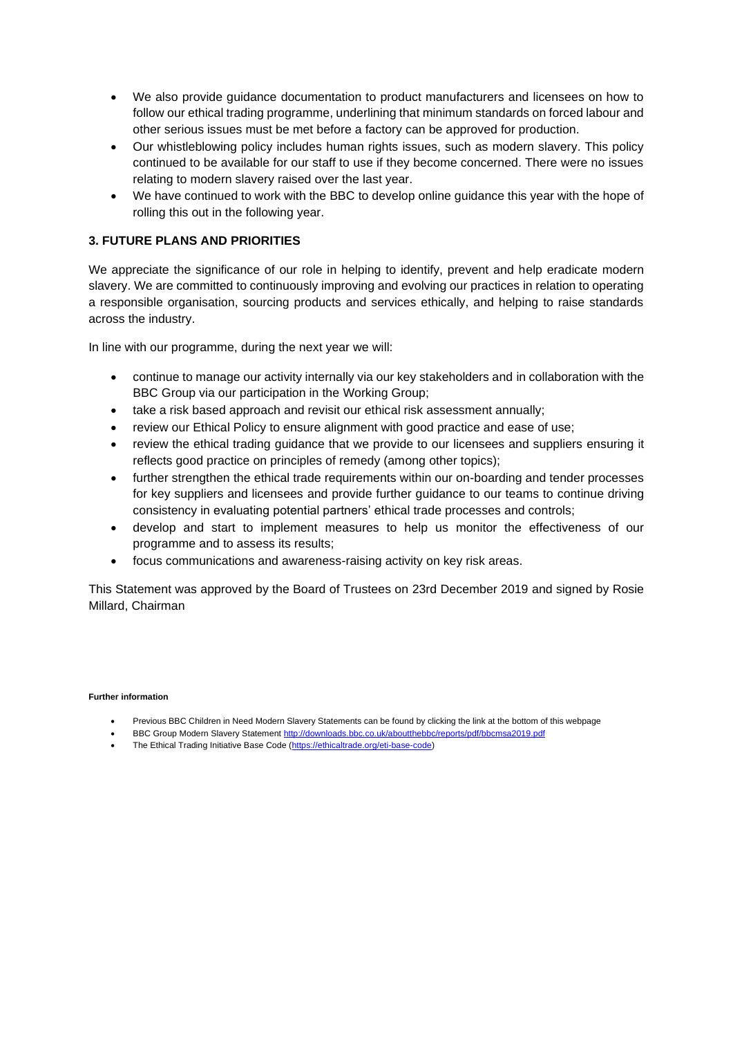- We also provide guidance documentation to product manufacturers and licensees on how to follow our ethical trading programme, underlining that minimum standards on forced labour and other serious issues must be met before a factory can be approved for production.
- Our whistleblowing policy includes human rights issues, such as modern slavery. This policy continued to be available for our staff to use if they become concerned. There were no issues relating to modern slavery raised over the last year.
- We have continued to work with the BBC to develop online guidance this year with the hope of rolling this out in the following year.

## 3. FUTURE PLANS AND PRIORITIES

We appreciate the significance of our role in helping to identify, prevent and help eradicate modern slavery. We are committed to continuously improving and evolving our practices in relation to operating a responsible organisation, sourcing products and services ethically, and helping to raise standards across the industry.

In line with our programme, during the next year we will:

- continue to manage our activity internally via our key stakeholders and in collaboration with the BBC Group via our participation in the Working Group;
- take a risk based approach and revisit our ethical risk assessment annually;
- review our Ethical Policy to ensure alignment with good practice and ease of use;
- review the ethical trading guidance that we provide to our licensees and suppliers ensuring it reflects good practice on principles of remedy (among other topics);
- further strengthen the ethical trade requirements within our on-boarding and tender processes for key suppliers and licensees and provide further guidance to our teams to continue driving consistency in evaluating potential partners' ethical trade processes and controls;
- develop and start to implement measures to help us monitor the effectiveness of our programme and to assess its results;
- focus communications and awareness-raising activity on key risk areas.

This Statement was approved by the Board of Trustees on 23rd December 2019 and signed by Rosie Millard, Chairman

**Further information**

- Previous BBC Children in Need Modern Slavery Statements can be found by clicking the link at the bottom of this webpage
- BBC Group Modern Slavery Statement http://downloads.bbc.co.uk/aboutthebbc/reports/pdf/bbcmsa2019.pdf
- The Ethical Trading Initiative Base Code (https://ethicaltrade.org/eti-base-code)